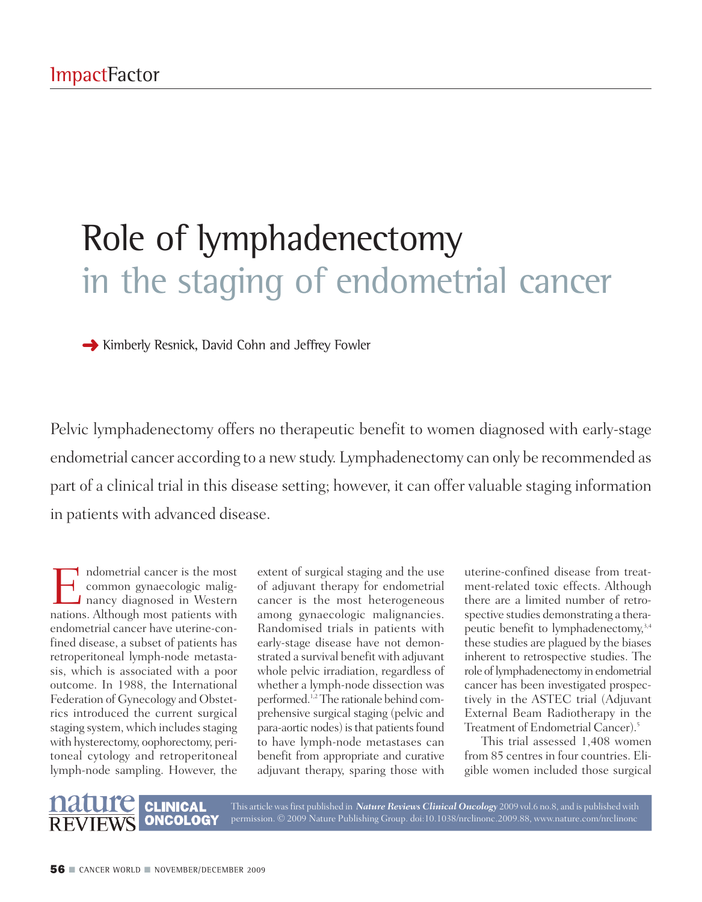ImpactFactor

# Role of lymphadenectomy in the staging of endometrial cancer

Kimberly Resnick, David Cohn and Jeffrey Fowler

Pelvic lymphadenectomy offers no therapeutic benefit to women diagnosed with early-stage endometrial cancer according to a new study. Lymphadenectomy can only be recommended as part of a clinical trial in this disease setting; however, it can offer valuable staging information in patients with advanced disease.

Endometrial cancer is the most common gynaecologic malignancy diagnosed in Western nations. Although most patients with endometrial cancer have uterine-confined disease, a subset of patients has retroperitoneal lymph-node metastasis, which is associated with a poor outcome. In 1988, the International Federation of Gynecology and Obstetrics introduced the current surgical staging system, which includes staging with hysterectomy, oophorectomy, peritoneal cytology and retroperitoneal lymph-node sampling. However, the extent of surgical staging and the use of adjuvant therapy for endometrial cancer is the most heterogeneous among gynaecologic malignancies. Randomised trials in patients with early-stage disease have not demonstrated a survival benefit with adjuvant whole pelvic irradiation, regardless of whether a lymph-node dissection was performed.[1,2] The rationale behind comprehensive surgical staging (pelvic and para-aortic nodes) is that patients found to have lymph-node metastases can benefit from appropriate and curative adjuvant therapy, sparing those with uterine-confined disease from treatment-related toxic effects. Although there are a limited number of retrospective studies demonstrating a therapeutic benefit to lymphadenectomy,[3,4] these studies are plagued by the biases inherent to retrospective studies. The role of lymphadenectomy in endometrial cancer has been investigated prospectively in the ASTEC trial (Adjuvant External Beam Radiotherapy in the Treatment of Endometrial Cancer).[5]

This trial assessed 1,408 women from 85 centres in four countries. Eligible women included those surgical

This article was first published in *Nature Reviews Clinical Oncology* 2009 vol.6 no.8, and is published with permission. © 2009 Nature Publishing Group. doi:10.1038/nrclinonc.2009.88, www.nature.com/nrclinonc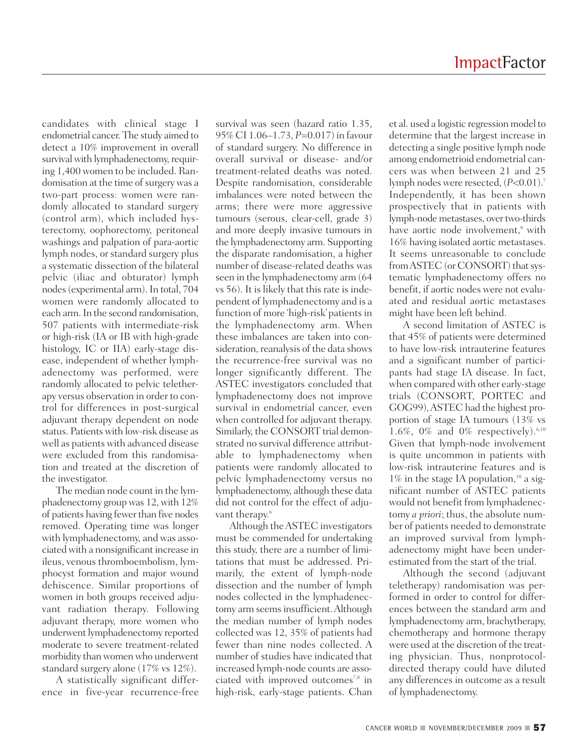candidates with clinical stage I endometrial cancer. The study aimed to detect a 10% improvement in overall survival with lymphadenectomy, requiring 1,400 women to be included. Randomisation at the time of surgery was a two-part process: women were randomly allocated to standard surgery (control arm), which included hysterectomy, oophorectomy, peritoneal washings and palpation of para-aortic lymph nodes, or standard surgery plus a systematic dissection of the bilateral pelvic (iliac and obturator) lymph nodes (experimental arm). In total, 704 women were randomly allocated to each arm. In the second randomisation, 507 patients with intermediate-risk or high-risk (IA or IB with high-grade histology, IC or IIA) early-stage disease, independent of whether lymphadenectomy was performed, were randomly allocated to pelvic teletherapy versus observation in order to control for differences in post-surgical adjuvant therapy dependent on node status. Patients with low-risk disease as well as patients with advanced disease were excluded from this randomisation and treated at the discretion of the investigator.

The median node count in the lymphadenectomy group was 12, with 12% of patients having fewer than five nodes removed. Operating time was longer with lymphadenectomy, and was associated with a nonsignificant increase in ileus, venous thromboembolism, lymphocyst formation and major wound dehiscence. Similar proportions of women in both groups received adjuvant radiation therapy. Following adjuvant therapy, more women who underwent lymphadenectomy reported moderate to severe treatment-related morbidity than women who underwent standard surgery alone (17% vs 12%).

A statistically significant difference in five-year recurrence-free survival was seen (hazard ratio 1.35, 95% CI 1.06–1.73, $P$=0.017) in favour of standard surgery. No difference in overall survival or disease- and/or treatment-related deaths was noted. Despite randomisation, considerable imbalances were noted between the arms; there were more aggressive tumours (serous, clear-cell, grade 3) and more deeply invasive tumours in the lymphadenectomy arm. Supporting the disparate randomisation, a higher number of disease-related deaths was seen in the lymphadenectomy arm (64 vs 56). It is likely that this rate is independent of lymphadenectomy and is a function of more 'high-risk' patients in the lymphadenectomy arm. When these imbalances are taken into consideration, reanalysis of the data shows the recurrence-free survival was no longer significantly different. The ASTEC investigators concluded that lymphadenectomy does not improve survival in endometrial cancer, even when controlled for adjuvant therapy. Similarly, the CONSORT trial demonstrated no survival difference attributable to lymphadenectomy when patients were randomly allocated to pelvic lymphadenectomy versus no lymphadenectomy, although these data did not control for the effect of adjuvant therapy.[6]

Although the ASTEC investigators must be commended for undertaking this study, there are a number of limitations that must be addressed. Primarily, the extent of lymph-node dissection and the number of lymph nodes collected in the lymphadenectomy arm seems insufficient. Although the median number of lymph nodes collected was 12, 35% of patients had fewer than nine nodes collected. A number of studies have indicated that increased lymph-node counts are associated with improved outcomes[7,8] in high-risk, early-stage patients. Chan et al. used a logistic regression model to determine that the largest increase in detecting a single positive lymph node among endometrioid endometrial cancers was when between 21 and 25 lymph nodes were resected, ($P$<0.01).[7] Independently, it has been shown prospectively that in patients with lymph-node metastases, over two-thirds have aortic node involvement,[9] with 16% having isolated aortic metastases. It seems unreasonable to conclude from ASTEC (or CONSORT) that systematic lymphadenectomy offers no benefit, if aortic nodes were not evaluated and residual aortic metastases might have been left behind.

A second limitation of ASTEC is that 45% of patients were determined to have low-risk intrauterine features and a significant number of participants had stage IA disease. In fact, when compared with other early-stage trials (CONSORT, PORTEC and GOG99), ASTEC had the highest proportion of stage IA tumours (13% vs 1.6%, 0% and 0% respectively).[6,10] Given that lymph-node involvement is quite uncommon in patients with low-risk intrauterine features and is 1% in the stage IA population,[10] a significant number of ASTEC patients would not benefit from lymphadenectomy *a priori*; thus, the absolute number of patients needed to demonstrate an improved survival from lymphadenectomy might have been underestimated from the start of the trial.

Although the second (adjuvant teletherapy) randomisation was performed in order to control for differences between the standard arm and lymphadenectomy arm, brachytherapy, chemotherapy and hormone therapy were used at the discretion of the treating physician. Thus, nonprotocol-directed therapy could have diluted any differences in outcome as a result of lymphadenectomy.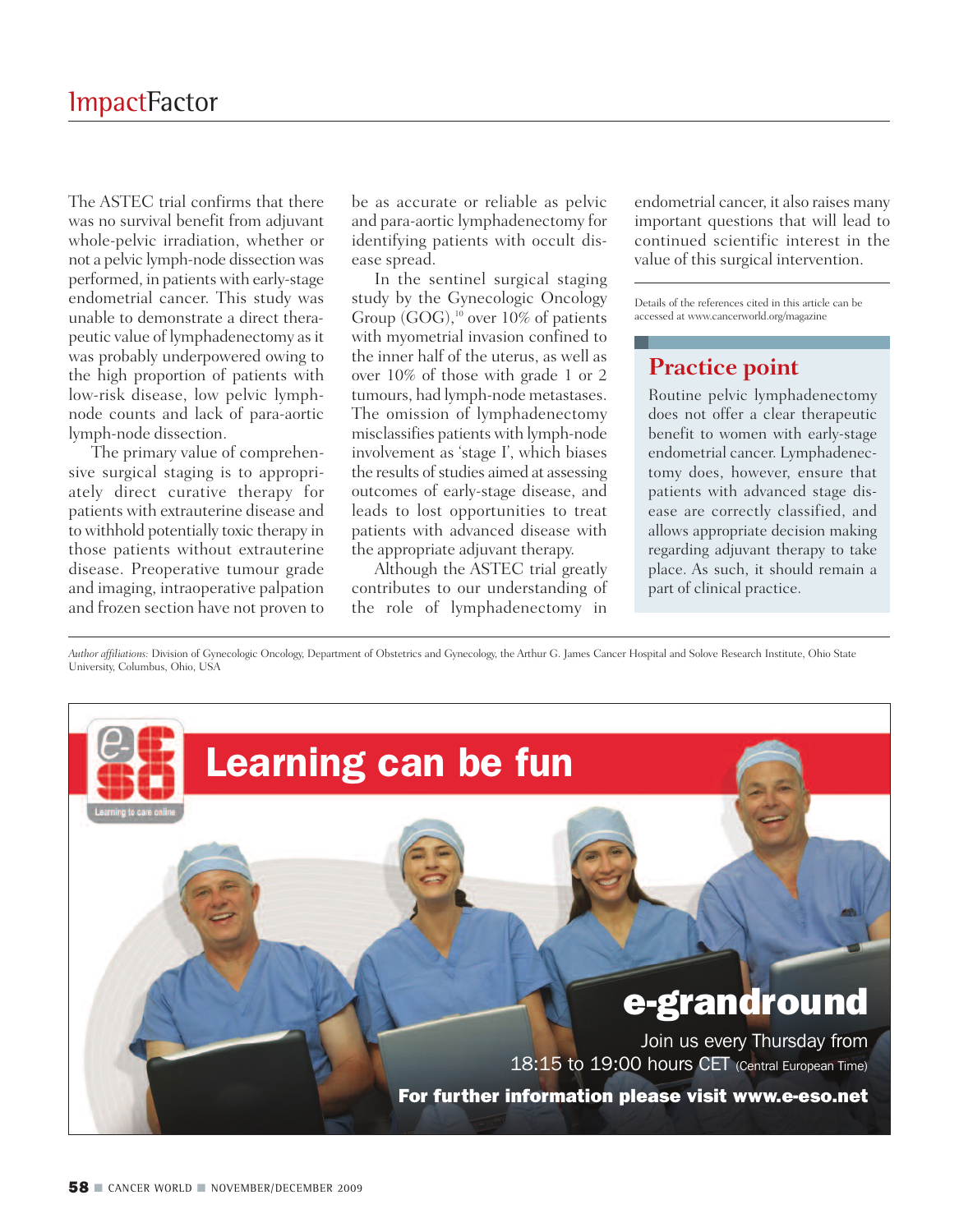The ASTEC trial confirms that there was no survival benefit from adjuvant whole-pelvic irradiation, whether or not a pelvic lymph-node dissection was performed, in patients with early-stage endometrial cancer. This study was unable to demonstrate a direct therapeutic value of lymphadenectomy as it was probably underpowered owing to the high proportion of patients with low-risk disease, low pelvic lymph-node counts and lack of para-aortic lymph-node dissection.

The primary value of comprehensive surgical staging is to appropriately direct curative therapy for patients with extrauterine disease and to withhold potentially toxic therapy in those patients without extrauterine disease. Preoperative tumour grade and imaging, intraoperative palpation and frozen section have not proven to be as accurate or reliable as pelvic and para-aortic lymphadenectomy for identifying patients with occult disease spread.

In the sentinel surgical staging study by the Gynecologic Oncology Group (GOG),[10] over 10% of patients with myometrial invasion confined to the inner half of the uterus, as well as over 10% of those with grade 1 or 2 tumours, had lymph-node metastases. The omission of lymphadenectomy misclassifies patients with lymph-node involvement as 'stage I', which biases the results of studies aimed at assessing outcomes of early-stage disease, and leads to lost opportunities to treat patients with advanced disease with the appropriate adjuvant therapy.

Although the ASTEC trial greatly contributes to our understanding of the role of lymphadenectomy in endometrial cancer, it also raises many important questions that will lead to continued scientific interest in the value of this surgical intervention.

Details of the references cited in this article can be accessed at www.cancerworld.org/magazine

## Practice point

Routine pelvic lymphadenectomy does not offer a clear therapeutic benefit to women with early-stage endometrial cancer. Lymphadenectomy does, however, ensure that patients with advanced stage disease are correctly classified, and allows appropriate decision making regarding adjuvant therapy to take place. As such, it should remain a part of clinical practice.

*Author affiliations:* Division of Gynecologic Oncology, Department of Obstetrics and Gynecology, the Arthur G. James Cancer Hospital and Solove Research Institute, Ohio State University, Columbus, Ohio, USA

**Learning can be fun**

Learning to care online

**e-grandround**

Join us every Thursday from 18:15 to 19:00 hours CET (Central European Time)

**For further information please visit www.e-eso.net**